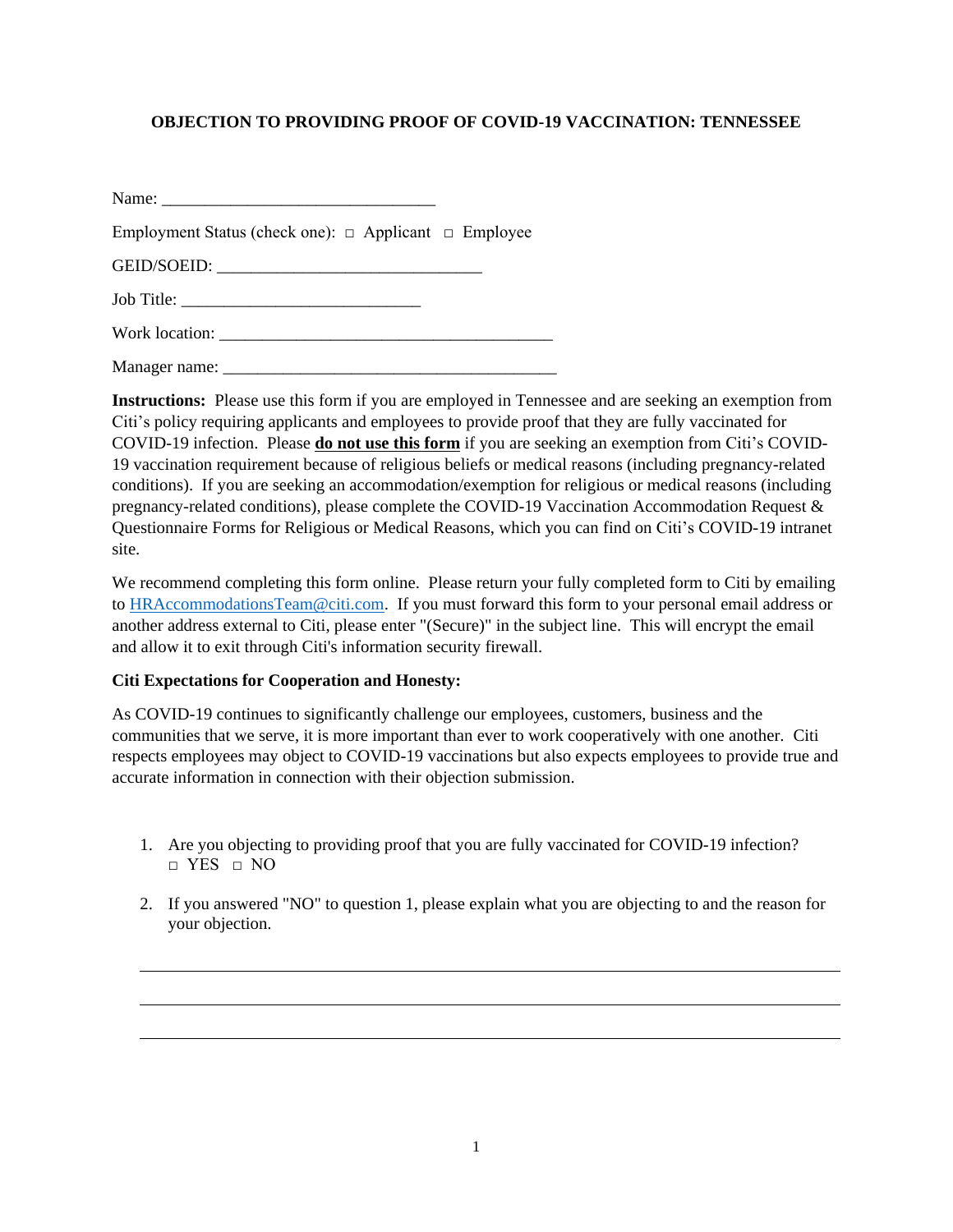**OBJECTION TO PROVIDING PROOF OF COVID-19 VACCINATION: TENNESSEE**

Name: ________________________________

Employment Status (check one): □ Applicant □ Employee

GEID/SOEID: _______________________________

Job Title: ____________________________

Work location: _______________________________________

Manager name: _______________________________________

**Instructions:** Please use this form if you are employed in Tennessee and are seeking an exemption from Citi's policy requiring applicants and employees to provide proof that they are fully vaccinated for COVID-19 infection. Please **do not use this form** if you are seeking an exemption from Citi's COVID-19 vaccination requirement because of religious beliefs or medical reasons (including pregnancy-related conditions). If you are seeking an accommodation/exemption for religious or medical reasons (including pregnancy-related conditions), please complete the COVID-19 Vaccination Accommodation Request & Questionnaire Forms for Religious or Medical Reasons, which you can find on Citi's COVID-19 intranet site.

We recommend completing this form online. Please return your fully completed form to Citi by emailing to HRAccommodationsTeam@citi.com. If you must forward this form to your personal email address or another address external to Citi, please enter "(Secure)" in the subject line. This will encrypt the email and allow it to exit through Citi's information security firewall.

**Citi Expectations for Cooperation and Honesty:**

As COVID-19 continues to significantly challenge our employees, customers, business and the communities that we serve, it is more important than ever to work cooperatively with one another. Citi respects employees may object to COVID-19 vaccinations but also expects employees to provide true and accurate information in connection with their objection submission.

1. Are you objecting to providing proof that you are fully vaccinated for COVID-19 infection?
   □ YES □ NO

2. If you answered "NO" to question 1, please explain what you are objecting to and the reason for your objection.

_______________________________________________________________________________

_______________________________________________________________________________

_______________________________________________________________________________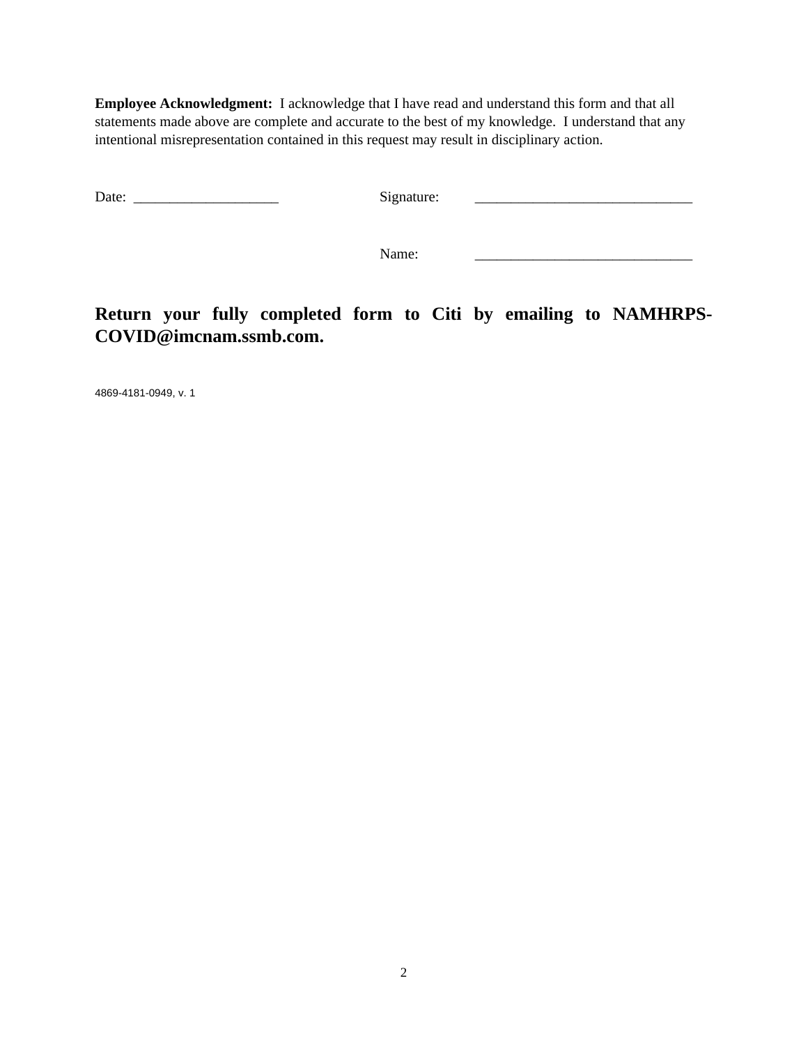**Employee Acknowledgment:** I acknowledge that I have read and understand this form and that all statements made above are complete and accurate to the best of my knowledge. I understand that any intentional misrepresentation contained in this request may result in disciplinary action.

Date: ____________________ Signature: ______________________________

Name: ______________________________

**Return your fully completed form to Citi by emailing to NAMHRPS-COVID@imcnam.ssmb.com.**

4869-4181-0949, v. 1